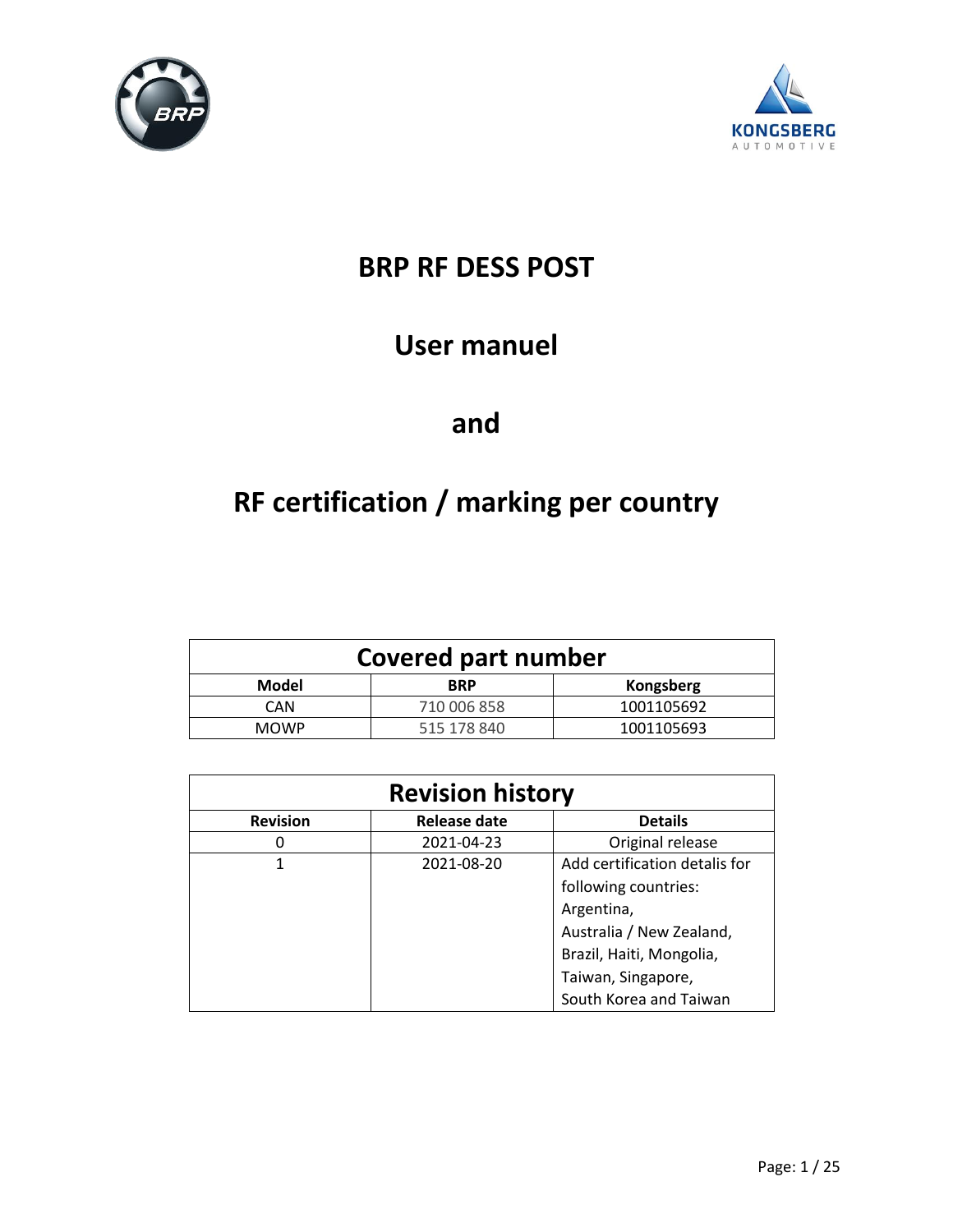# BRP RF DESS POST

# User manuel

# and

# RF certification / marking per country

| Covered part number | | |
|---|---|---|
| **Model** | **BRP** | **Kongsberg** |
| CAN | 710 006 858 | 1001105692 |
| MOWP | 515 178 840 | 1001105693 |

| Revision history | | |
|---|---|---|
| **Revision** | **Release date** | **Details** |
| 0 | 2021-04-23 | Original release |
| 1 | 2021-08-20 | Add certification details for following countries: Argentina, Australia / New Zealand, Brazil, Haiti, Mongolia, Taiwan, Singapore, South Korea and Taiwan |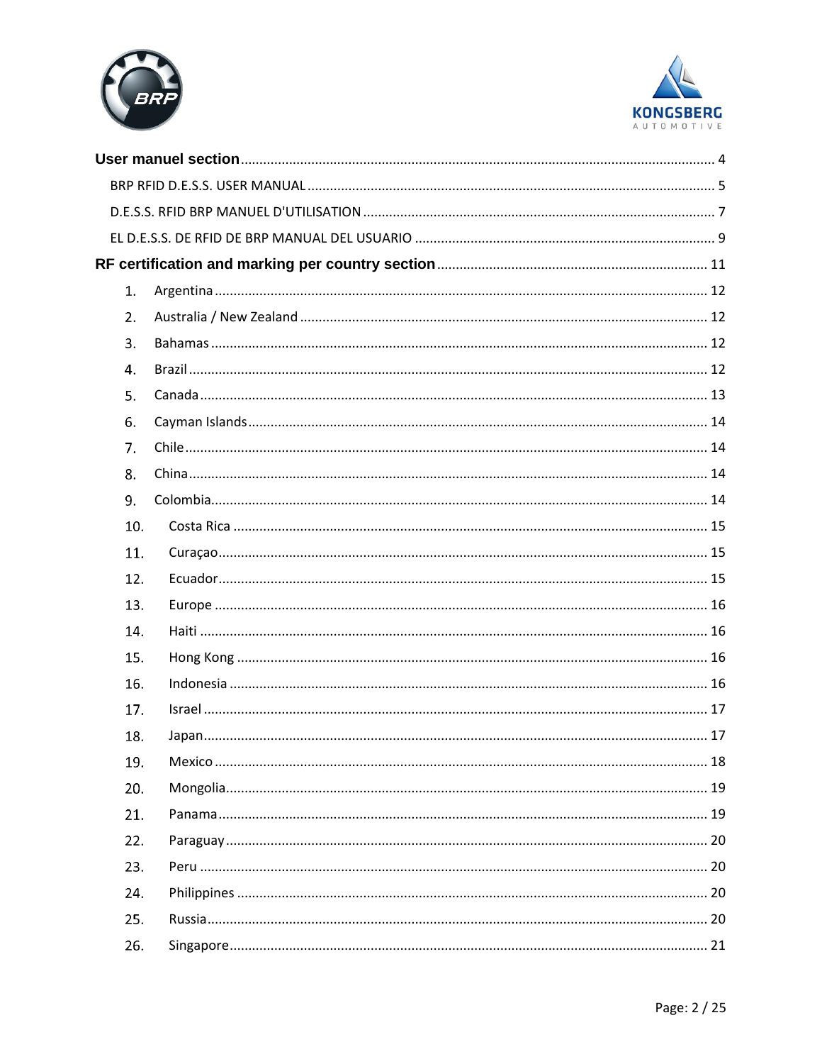**User manuel section** ........ 4

BRP RFID D.E.S.S. USER MANUAL ........ 5

D.E.S.S. RFID BRP MANUEL D'UTILISATION ........ 7

EL D.E.S.S. DE RFID DE BRP MANUAL DEL USUARIO ........ 9

**RF certification and marking per country section** ........ 11

1. Argentina ........ 12
2. Australia / New Zealand ........ 12
3. Bahamas ........ 12
4. Brazil ........ 12
5. Canada ........ 13
6. Cayman Islands ........ 14
7. Chile ........ 14
8. China ........ 14
9. Colombia ........ 14
10. Costa Rica ........ 15
11. Curaçao ........ 15
12. Ecuador ........ 15
13. Europe ........ 16
14. Haiti ........ 16
15. Hong Kong ........ 16
16. Indonesia ........ 16
17. Israel ........ 17
18. Japan ........ 17
19. Mexico ........ 18
20. Mongolia ........ 19
21. Panama ........ 19
22. Paraguay ........ 20
23. Peru ........ 20
24. Philippines ........ 20
25. Russia ........ 20
26. Singapore ........ 21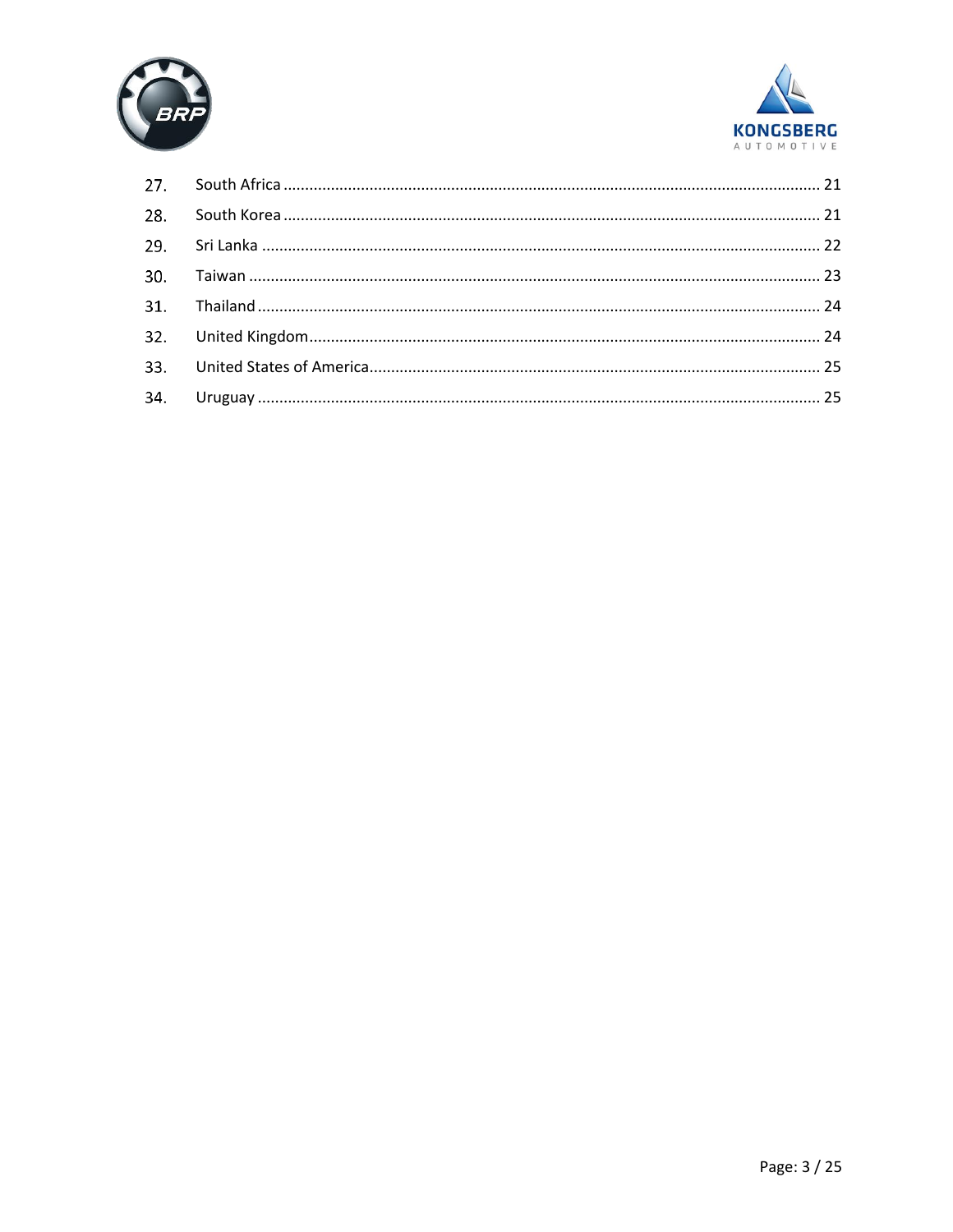27. South Africa ........................................................................................................................ 21
28. South Korea ......................................................................................................................... 21
29. Sri Lanka ............................................................................................................................. 22
30. Taiwan ................................................................................................................................. 23
31. Thailand ............................................................................................................................... 24
32. United Kingdom ................................................................................................................... 24
33. United States of America ..................................................................................................... 25
34. Uruguay ............................................................................................................................... 25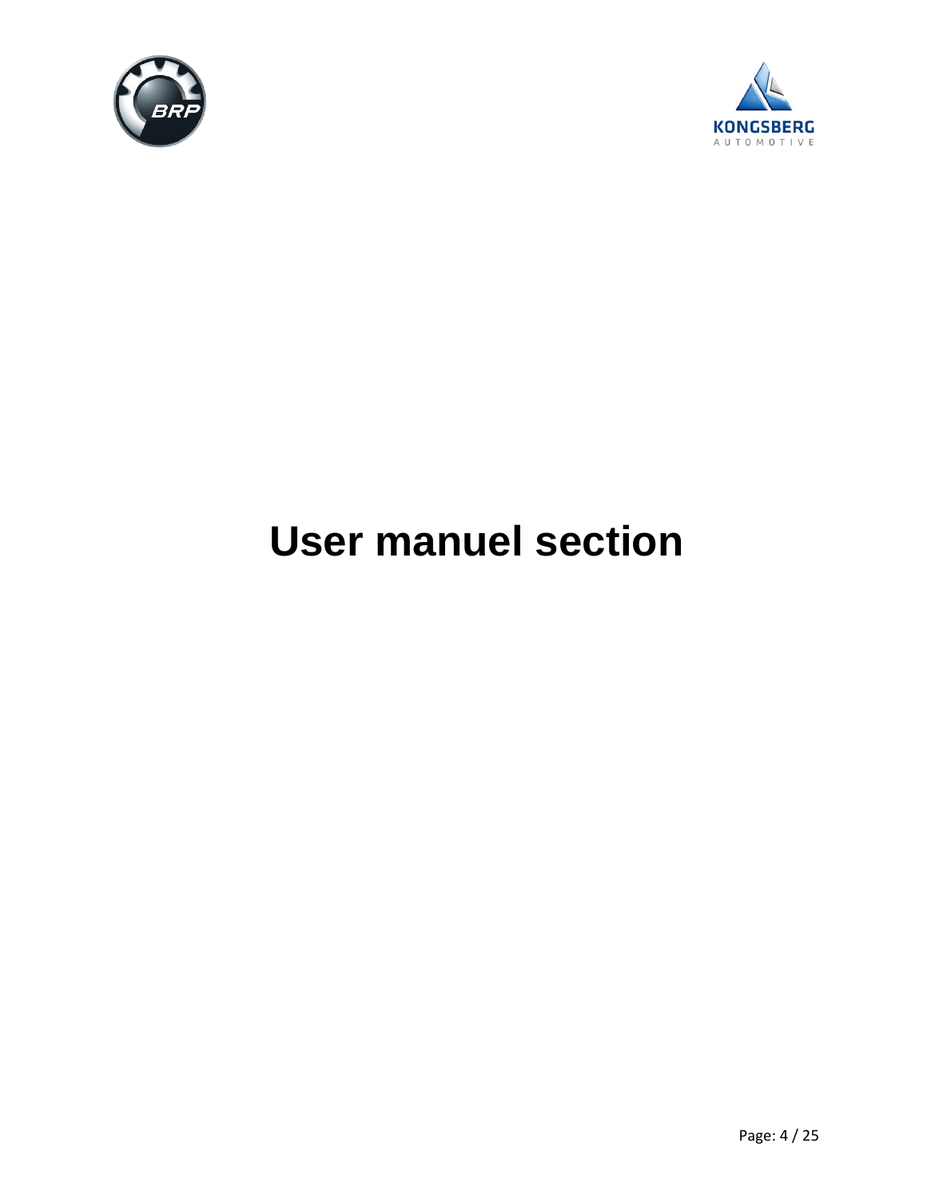# User manuel section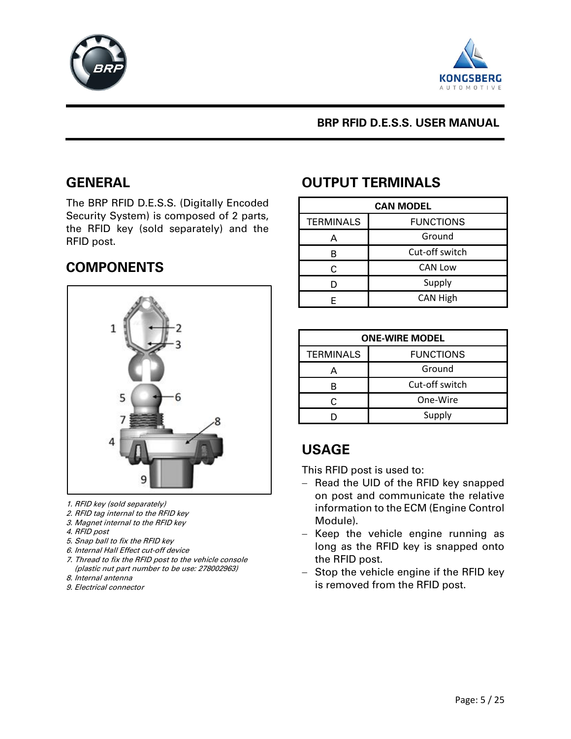## GENERAL

The BRP RFID D.E.S.S. (Digitally Encoded Security System) is composed of 2 parts, the RFID key (sold separately) and the RFID post.

## COMPONENTS

*1. RFID key (sold separately)*
*2. RFID tag internal to the RFID key*
*3. Magnet internal to the RFID key*
*4. RFID post*
*5. Snap ball to fix the RFID key*
*6. Internal Hall Effect cut-off device*
*7. Thread to fix the RFID post to the vehicle console (plastic nut part number to be use: 278002963)*
*8. Internal antenna*
*9. Electrical connector*

## OUTPUT TERMINALS

| **CAN MODEL** | |
|---|---|
| TERMINALS | FUNCTIONS |
| A | Ground |
| B | Cut-off switch |
| C | CAN Low |
| D | Supply |
| E | CAN High |

| **ONE-WIRE MODEL** | |
|---|---|
| TERMINALS | FUNCTIONS |
| A | Ground |
| B | Cut-off switch |
| C | One-Wire |
| D | Supply |

## USAGE

This RFID post is used to:

- Read the UID of the RFID key snapped on post and communicate the relative information to the ECM (Engine Control Module).
- Keep the vehicle engine running as long as the RFID key is snapped onto the RFID post.
- Stop the vehicle engine if the RFID key is removed from the RFID post.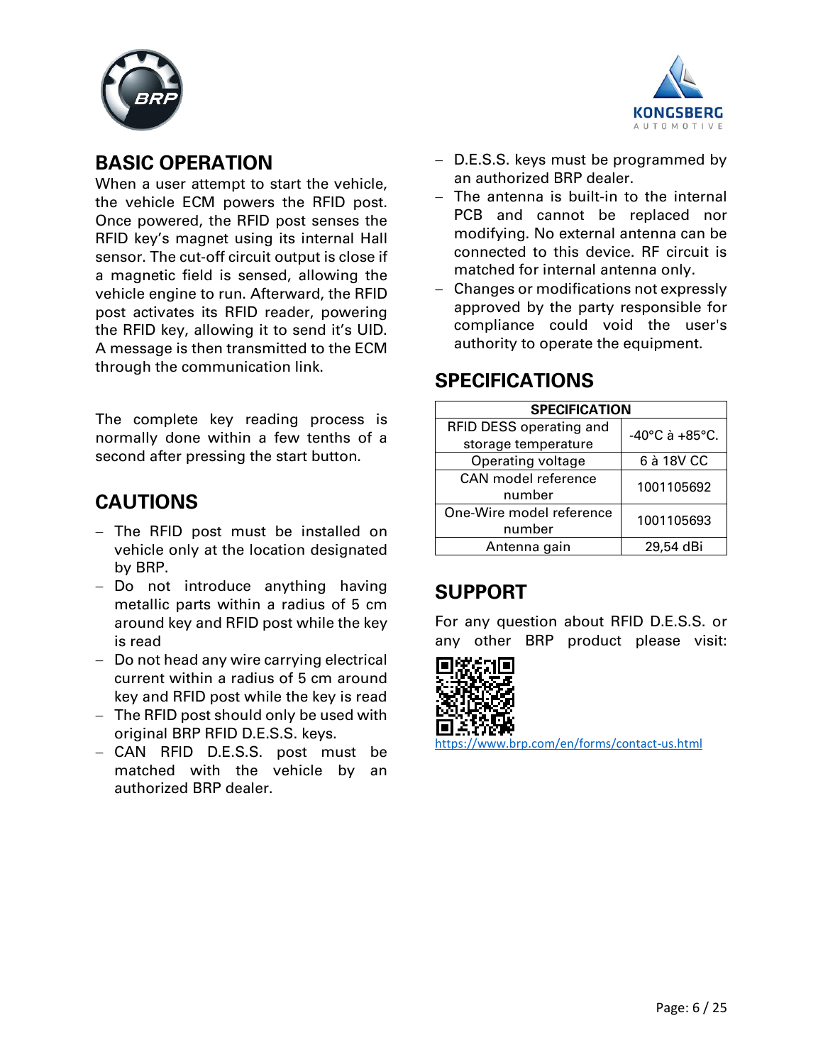## BASIC OPERATION

When a user attempt to start the vehicle, the vehicle ECM powers the RFID post. Once powered, the RFID post senses the RFID key's magnet using its internal Hall sensor. The cut-off circuit output is close if a magnetic field is sensed, allowing the vehicle engine to run. Afterward, the RFID post activates its RFID reader, powering the RFID key, allowing it to send it's UID. A message is then transmitted to the ECM through the communication link.

The complete key reading process is normally done within a few tenths of a second after pressing the start button.

## CAUTIONS

- The RFID post must be installed on vehicle only at the location designated by BRP.
- Do not introduce anything having metallic parts within a radius of 5 cm around key and RFID post while the key is read
- Do not head any wire carrying electrical current within a radius of 5 cm around key and RFID post while the key is read
- The RFID post should only be used with original BRP RFID D.E.S.S. keys.
- CAN RFID D.E.S.S. post must be matched with the vehicle by an authorized BRP dealer.
- D.E.S.S. keys must be programmed by an authorized BRP dealer.
- The antenna is built-in to the internal PCB and cannot be replaced nor modifying. No external antenna can be connected to this device. RF circuit is matched for internal antenna only.
- Changes or modifications not expressly approved by the party responsible for compliance could void the user's authority to operate the equipment.

## SPECIFICATIONS

| SPECIFICATION | |
|---|---|
| RFID DESS operating and storage temperature | -40°C à +85°C. |
| Operating voltage | 6 à 18V CC |
| CAN model reference number | 1001105692 |
| One-Wire model reference number | 1001105693 |
| Antenna gain | 29,54 dBi |

## SUPPORT

For any question about RFID D.E.S.S. or any other BRP product please visit:

https://www.brp.com/en/forms/contact-us.html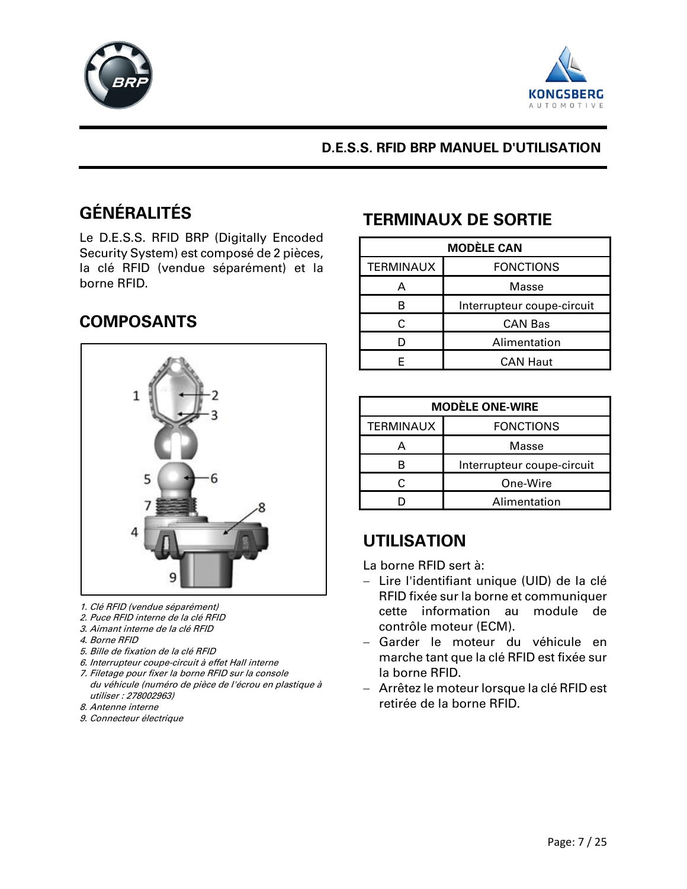## GÉNÉRALITÉS

Le D.E.S.S. RFID BRP (Digitally Encoded Security System) est composé de 2 pièces, la clé RFID (vendue séparément) et la borne RFID.

## COMPOSANTS

1
2
3
5
6
7
8
4
9

1. *Clé RFID (vendue séparément)*
2. *Puce RFID interne de la clé RFID*
3. *Aimant interne de la clé RFID*
4. *Borne RFID*
5. *Bille de fixation de la clé RFID*
6. *Interrupteur coupe-circuit à effet Hall interne*
7. *Filetage pour fixer la borne RFID sur la console du véhicule (numéro de pièce de l'écrou en plastique à utiliser : 278002963)*
8. *Antenne interne*
9. *Connecteur électrique*

## TERMINAUX DE SORTIE

| MODÈLE CAN | |
|---|---|
| TERMINAUX | FONCTIONS |
| A | Masse |
| B | Interrupteur coupe-circuit |
| C | CAN Bas |
| D | Alimentation |
| E | CAN Haut |

| MODÈLE ONE-WIRE | |
|---|---|
| TERMINAUX | FONCTIONS |
| A | Masse |
| B | Interrupteur coupe-circuit |
| C | One-Wire |
| D | Alimentation |

## UTILISATION

La borne RFID sert à:

- Lire l'identifiant unique (UID) de la clé RFID fixée sur la borne et communiquer cette information au module de contrôle moteur (ECM).
- Garder le moteur du véhicule en marche tant que la clé RFID est fixée sur la borne RFID.
- Arrêtez le moteur lorsque la clé RFID est retirée de la borne RFID.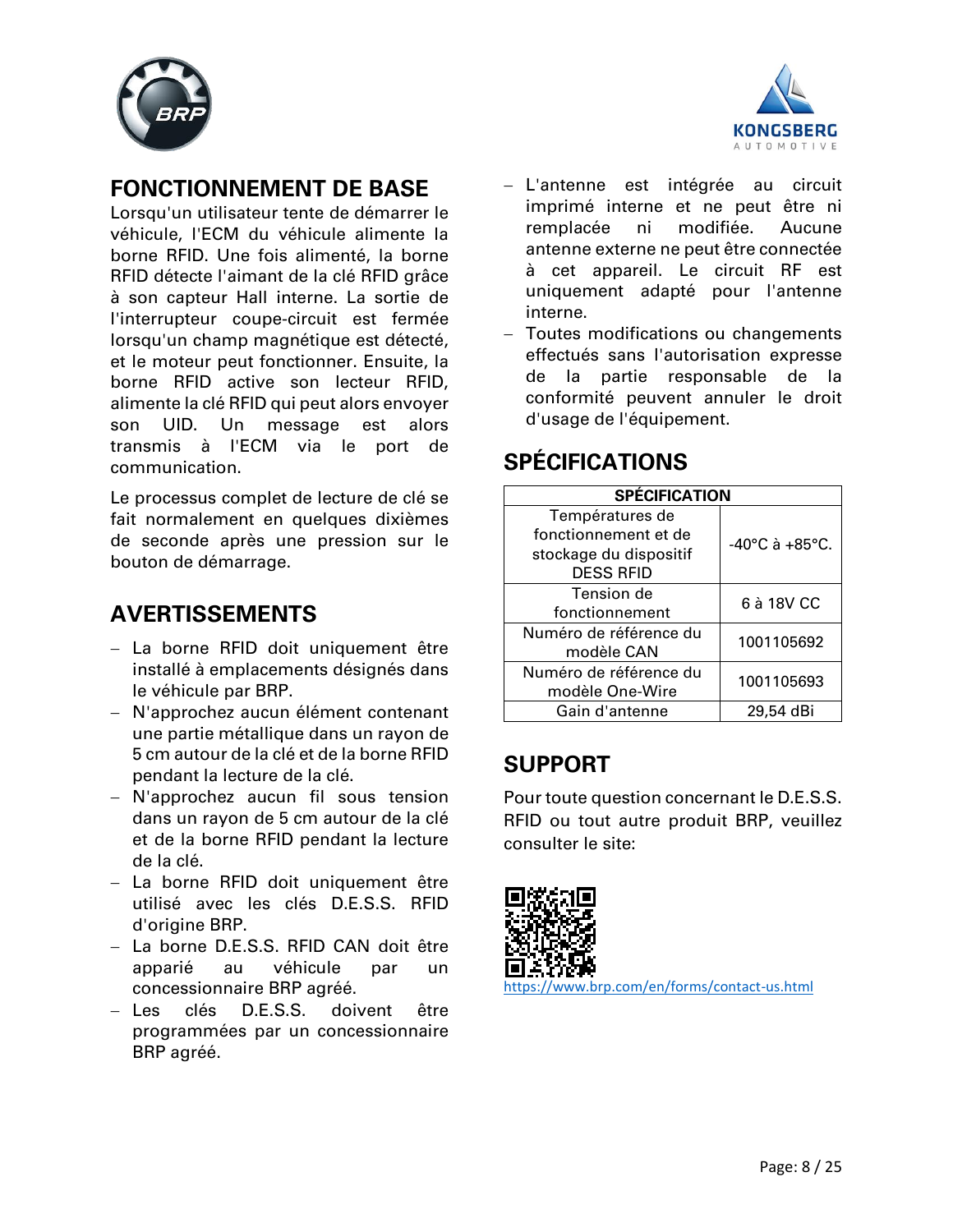## FONCTIONNEMENT DE BASE

Lorsqu'un utilisateur tente de démarrer le véhicule, l'ECM du véhicule alimente la borne RFID. Une fois alimenté, la borne RFID détecte l'aimant de la clé RFID grâce à son capteur Hall interne. La sortie de l'interrupteur coupe-circuit est fermée lorsqu'un champ magnétique est détecté, et le moteur peut fonctionner. Ensuite, la borne RFID active son lecteur RFID, alimente la clé RFID qui peut alors envoyer son UID. Un message est alors transmis à l'ECM via le port de communication.

Le processus complet de lecture de clé se fait normalement en quelques dixièmes de seconde après une pression sur le bouton de démarrage.

## AVERTISSEMENTS

- La borne RFID doit uniquement être installé à emplacements désignés dans le véhicule par BRP.
- N'approchez aucun élément contenant une partie métallique dans un rayon de 5 cm autour de la clé et de la borne RFID pendant la lecture de la clé.
- N'approchez aucun fil sous tension dans un rayon de 5 cm autour de la clé et de la borne RFID pendant la lecture de la clé.
- La borne RFID doit uniquement être utilisé avec les clés D.E.S.S. RFID d'origine BRP.
- La borne D.E.S.S. RFID CAN doit être apparié au véhicule par un concessionnaire BRP agréé.
- Les clés D.E.S.S. doivent être programmées par un concessionnaire BRP agréé.
- L'antenne est intégrée au circuit imprimé interne et ne peut être ni remplacée ni modifiée. Aucune antenne externe ne peut être connectée à cet appareil. Le circuit RF est uniquement adapté pour l'antenne interne.
- Toutes modifications ou changements effectués sans l'autorisation expresse de la partie responsable de la conformité peuvent annuler le droit d'usage de l'équipement.

## SPÉCIFICATIONS

| SPÉCIFICATION | |
|---|---|
| Températures de fonctionnement et de stockage du dispositif DESS RFID | -40°C à +85°C. |
| Tension de fonctionnement | 6 à 18V CC |
| Numéro de référence du modèle CAN | 1001105692 |
| Numéro de référence du modèle One-Wire | 1001105693 |
| Gain d'antenne | 29,54 dBi |

## SUPPORT

Pour toute question concernant le D.E.S.S. RFID ou tout autre produit BRP, veuillez consulter le site:

https://www.brp.com/en/forms/contact-us.html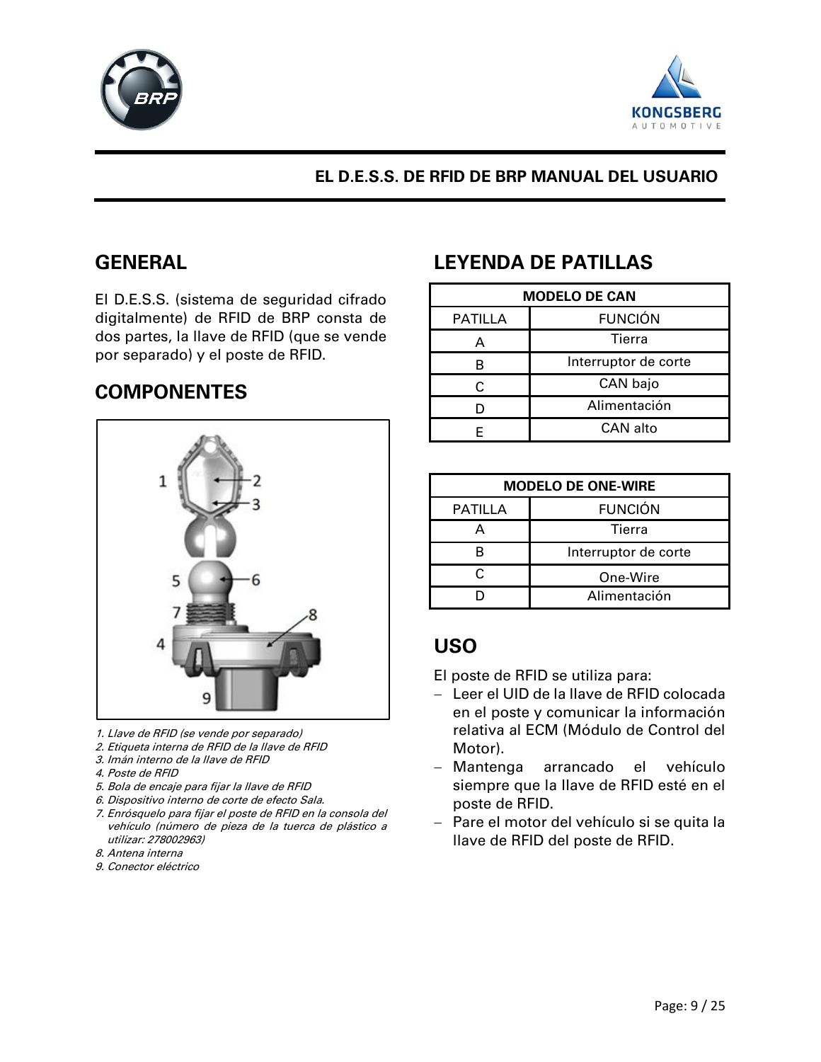## GENERAL

El D.E.S.S. (sistema de seguridad cifrado digitalmente) de RFID de BRP consta de dos partes, la llave de RFID (que se vende por separado) y el poste de RFID.

## COMPONENTES

1
2
3
5
6
7
8
4
9

*1. Llave de RFID (se vende por separado)*
*2. Etiqueta interna de RFID de la llave de RFID*
*3. Imán interno de la llave de RFID*
*4. Poste de RFID*
*5. Bola de encaje para fijar la llave de RFID*
*6. Dispositivo interno de corte de efecto Sala.*
*7. Enrósquelo para fijar el poste de RFID en la consola del vehículo (número de pieza de la tuerca de plástico a utilizar: 278002963)*
*8. Antena interna*
*9. Conector eléctrico*

## LEYENDA DE PATILLAS

| MODELO DE CAN | |
|---|---|
| PATILLA | FUNCIÓN |
| A | Tierra |
| B | Interruptor de corte |
| C | CAN bajo |
| D | Alimentación |
| E | CAN alto |

| MODELO DE ONE-WIRE | |
|---|---|
| PATILLA | FUNCIÓN |
| A | Tierra |
| B | Interruptor de corte |
| C | One-Wire |
| D | Alimentación |

## USO

El poste de RFID se utiliza para:

- Leer el UID de la llave de RFID colocada en el poste y comunicar la información relativa al ECM (Módulo de Control del Motor).
- Mantenga arrancado el vehículo siempre que la llave de RFID esté en el poste de RFID.
- Pare el motor del vehículo si se quita la llave de RFID del poste de RFID.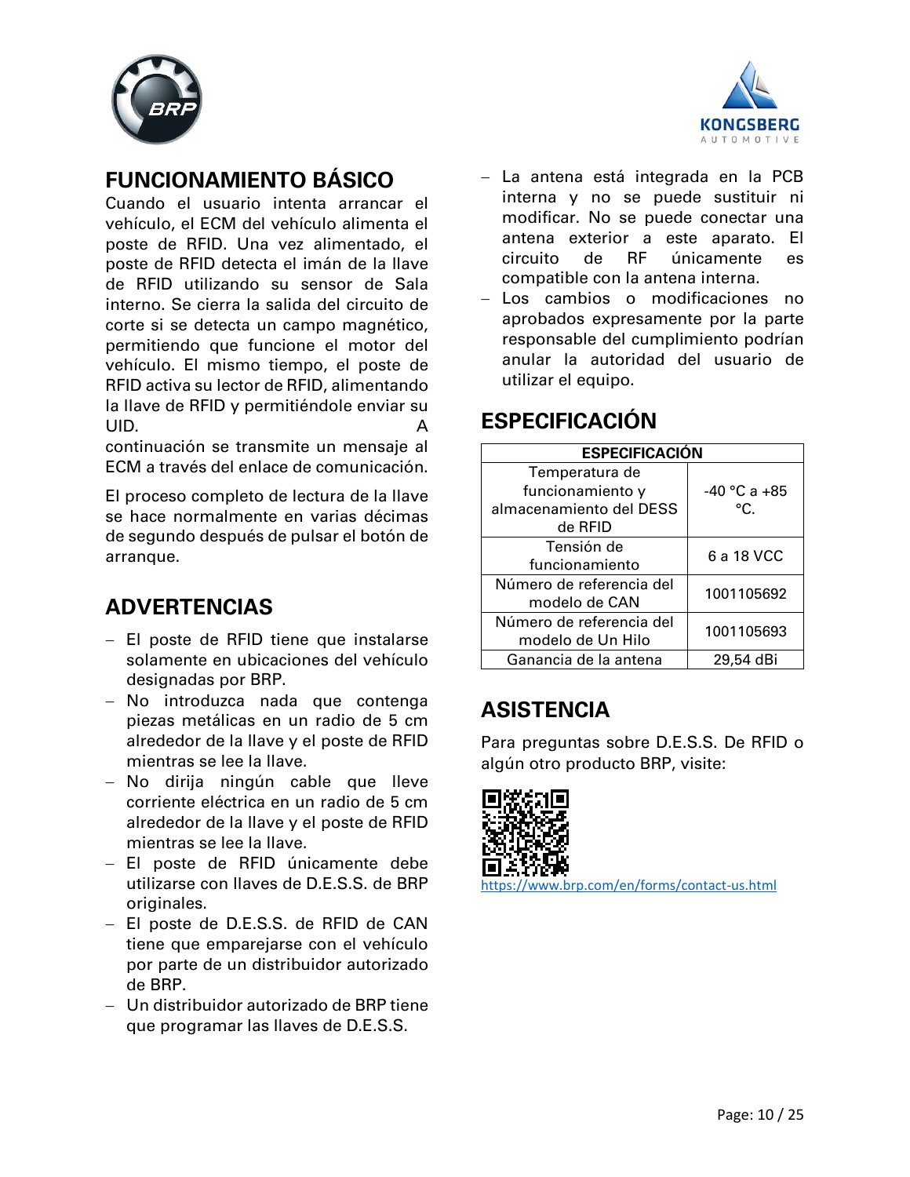## FUNCIONAMIENTO BÁSICO

Cuando el usuario intenta arrancar el vehículo, el ECM del vehículo alimenta el poste de RFID. Una vez alimentado, el poste de RFID detecta el imán de la llave de RFID utilizando su sensor de Sala interno. Se cierra la salida del circuito de corte si se detecta un campo magnético, permitiendo que funcione el motor del vehículo. El mismo tiempo, el poste de RFID activa su lector de RFID, alimentando la llave de RFID y permitiéndole enviar su UID. A continuación se transmite un mensaje al ECM a través del enlace de comunicación.

El proceso completo de lectura de la llave se hace normalmente en varias décimas de segundo después de pulsar el botón de arranque.

## ADVERTENCIAS

- El poste de RFID tiene que instalarse solamente en ubicaciones del vehículo designadas por BRP.
- No introduzca nada que contenga piezas metálicas en un radio de 5 cm alrededor de la llave y el poste de RFID mientras se lee la llave.
- No dirija ningún cable que lleve corriente eléctrica en un radio de 5 cm alrededor de la llave y el poste de RFID mientras se lee la llave.
- El poste de RFID únicamente debe utilizarse con llaves de D.E.S.S. de BRP originales.
- El poste de D.E.S.S. de RFID de CAN tiene que emparejarse con el vehículo por parte de un distribuidor autorizado de BRP.
- Un distribuidor autorizado de BRP tiene que programar las llaves de D.E.S.S.
- La antena está integrada en la PCB interna y no se puede sustituir ni modificar. No se puede conectar una antena exterior a este aparato. El circuito de RF únicamente es compatible con la antena interna.
- Los cambios o modificaciones no aprobados expresamente por la parte responsable del cumplimiento podrían anular la autoridad del usuario de utilizar el equipo.

## ESPECIFICACIÓN

| ESPECIFICACIÓN | |
|---|---|
| Temperatura de funcionamiento y almacenamiento del DESS de RFID | -40 °C a +85 °C. |
| Tensión de funcionamiento | 6 a 18 VCC |
| Número de referencia del modelo de CAN | 1001105692 |
| Número de referencia del modelo de Un Hilo | 1001105693 |
| Ganancia de la antena | 29,54 dBi |

## ASISTENCIA

Para preguntas sobre D.E.S.S. De RFID o algún otro producto BRP, visite:

https://www.brp.com/en/forms/contact-us.html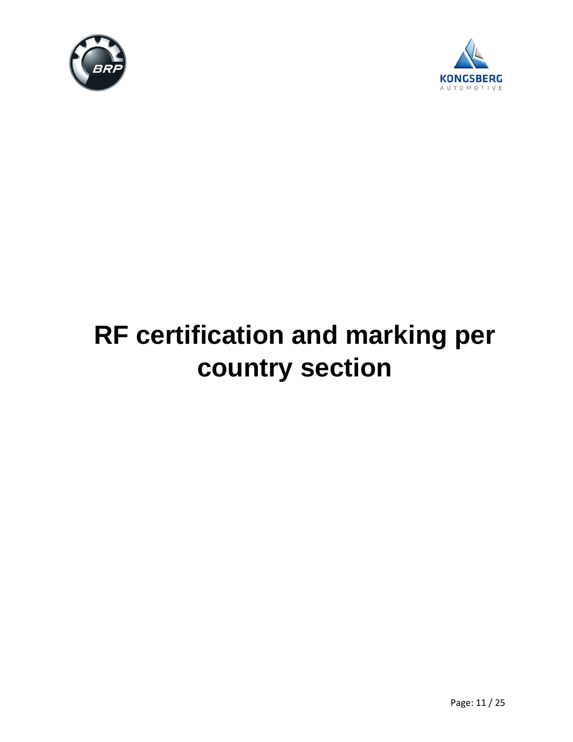# RF certification and marking per country section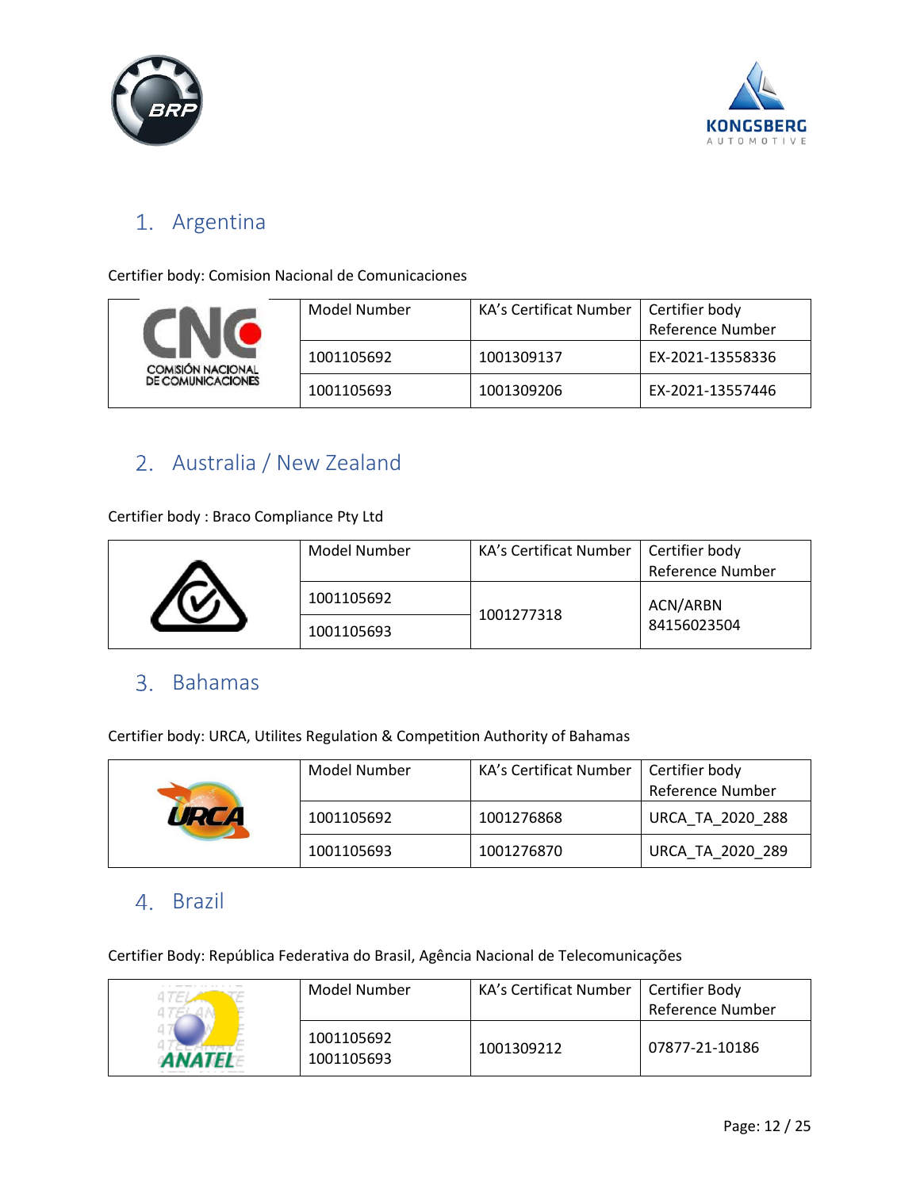## 1. Argentina

Certifier body: Comision Nacional de Comunicaciones

| | Model Number | KA's Certificat Number | Certifier body Reference Number |
|---|---|---|---|
| CNC COMISIÓN NACIONAL DE COMUNICACIONES | 1001105692 | 1001309137 | EX-2021-13558336 |
| | 1001105693 | 1001309206 | EX-2021-13557446 |

## 2. Australia / New Zealand

Certifier body : Braco Compliance Pty Ltd

| | Model Number | KA's Certificat Number | Certifier body Reference Number |
|---|---|---|---|
| | 1001105692 | 1001277318 | ACN/ARBN 84156023504 |
| | 1001105693 | | |

## 3. Bahamas

Certifier body: URCA, Utilites Regulation & Competition Authority of Bahamas

| | Model Number | KA's Certificat Number | Certifier body Reference Number |
|---|---|---|---|
| URCA | 1001105692 | 1001276868 | URCA_TA_2020_288 |
| | 1001105693 | 1001276870 | URCA_TA_2020_289 |

## 4. Brazil

Certifier Body: República Federativa do Brasil, Agência Nacional de Telecomunicações

| | Model Number | KA's Certificat Number | Certifier Body Reference Number |
|---|---|---|---|
| ANATEL | 1001105692 1001105693 | 1001309212 | 07877-21-10186 |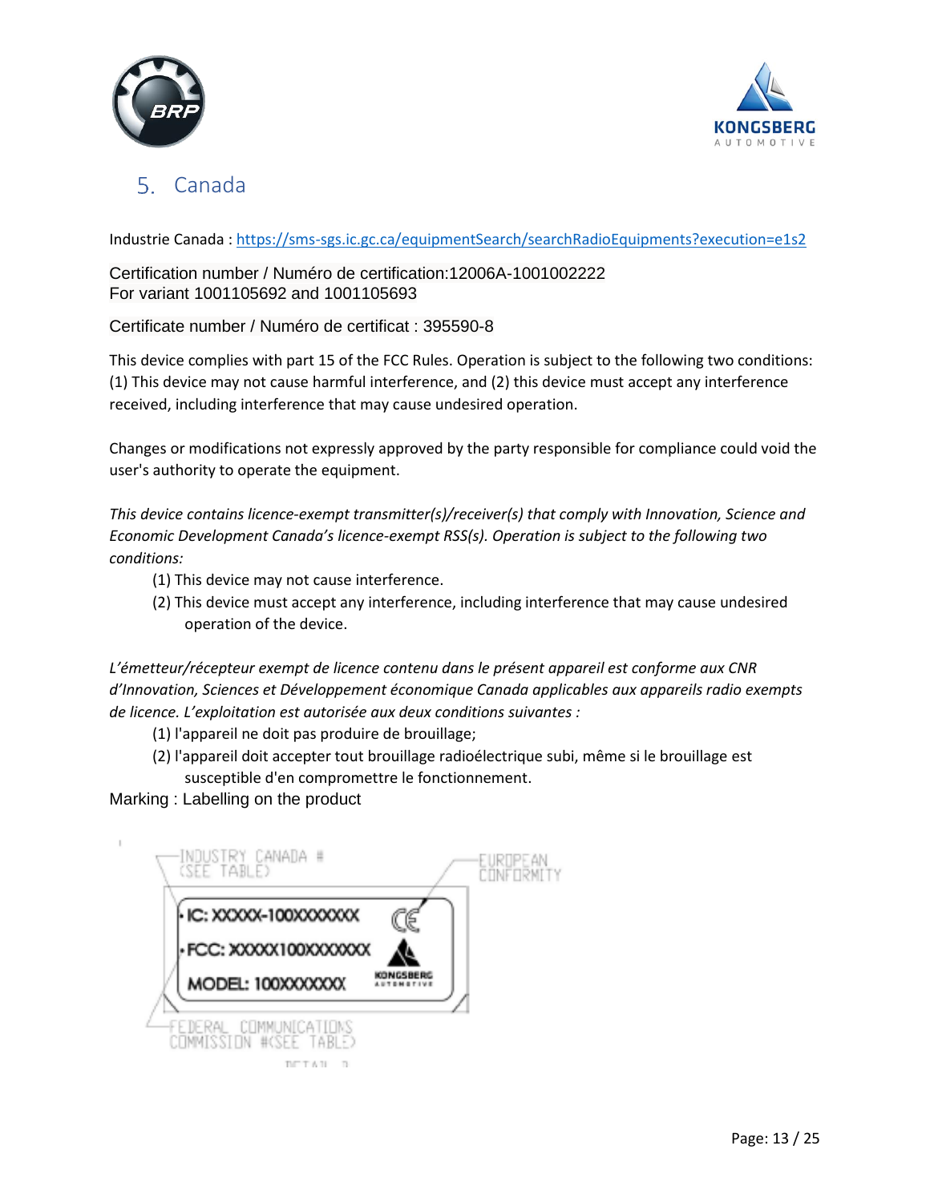## 5. Canada

Industrie Canada : https://sms-sgs.ic.gc.ca/equipmentSearch/searchRadioEquipments?execution=e1s2

Certification number / Numéro de certification:12006A-1001002222
For variant 1001105692 and 1001105693

Certificate number / Numéro de certificat : 395590-8

This device complies with part 15 of the FCC Rules. Operation is subject to the following two conditions: (1) This device may not cause harmful interference, and (2) this device must accept any interference received, including interference that may cause undesired operation.

Changes or modifications not expressly approved by the party responsible for compliance could void the user's authority to operate the equipment.

*This device contains licence-exempt transmitter(s)/receiver(s) that comply with Innovation, Science and Economic Development Canada's licence-exempt RSS(s). Operation is subject to the following two conditions:*

(1) This device may not cause interference.
(2) This device must accept any interference, including interference that may cause undesired operation of the device.

*L'émetteur/récepteur exempt de licence contenu dans le présent appareil est conforme aux CNR d'Innovation, Sciences et Développement économique Canada applicables aux appareils radio exempts de licence. L'exploitation est autorisée aux deux conditions suivantes :*

(1) l'appareil ne doit pas produire de brouillage;
(2) l'appareil doit accepter tout brouillage radioélectrique subi, même si le brouillage est susceptible d'en compromettre le fonctionnement.

Marking : Labelling on the product

INDUSTRY CANADA # (SEE TABLE)

EUROPEAN CONFORMITY

IC: XXXXX-100XXXXXXX

FCC: XXXXX100XXXXXXX

MODEL: 100XXXXXXX

KONGSBERG AUTOMOTIVE

FEDERAL COMMUNICATIONS COMMISSION #(SEE TABLE)

DETAIL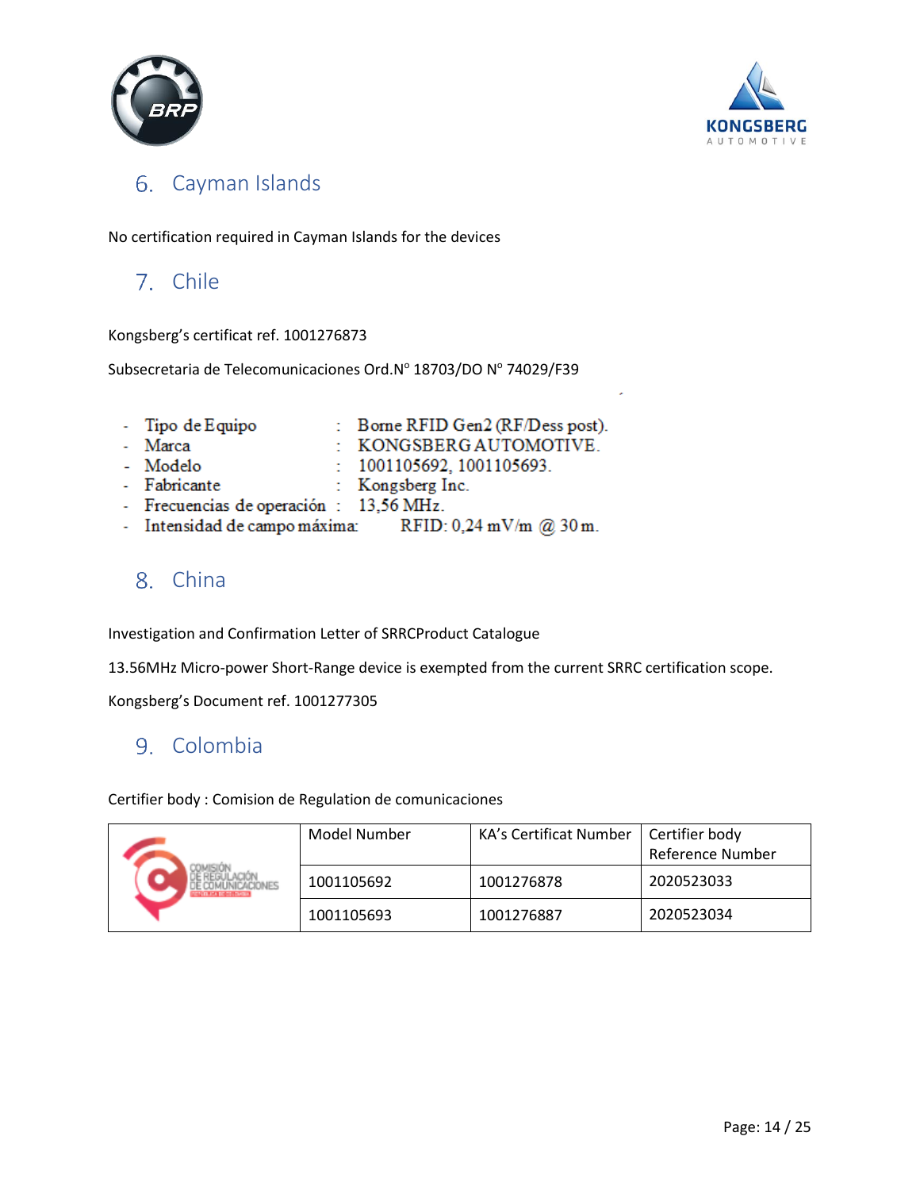## 6. Cayman Islands

No certification required in Cayman Islands for the devices

## 7. Chile

Kongsberg's certificat ref. 1001276873

Subsecretaria de Telecomunicaciones Ord.N° 18703/DO N° 74029/F39

- Tipo de Equipo : Borne RFID Gen2 (RF/Dess post).
- Marca : KONGSBERG AUTOMOTIVE.
- Modelo : 1001105692, 1001105693.
- Fabricante : Kongsberg Inc.
- Frecuencias de operación : 13,56 MHz.
- Intensidad de campo máxima: RFID: 0,24 mV/m @ 30 m.

## 8. China

Investigation and Confirmation Letter of SRRCProduct Catalogue

13.56MHz Micro-power Short-Range device is exempted from the current SRRC certification scope.

Kongsberg's Document ref. 1001277305

## 9. Colombia

Certifier body : Comision de Regulation de comunicaciones

| Comisión de Regulación de Comunicaciones | Model Number | KA's Certificat Number | Certifier body Reference Number |
|---|---|---|---|
| | 1001105692 | 1001276878 | 2020523033 |
| | 1001105693 | 1001276887 | 2020523034 |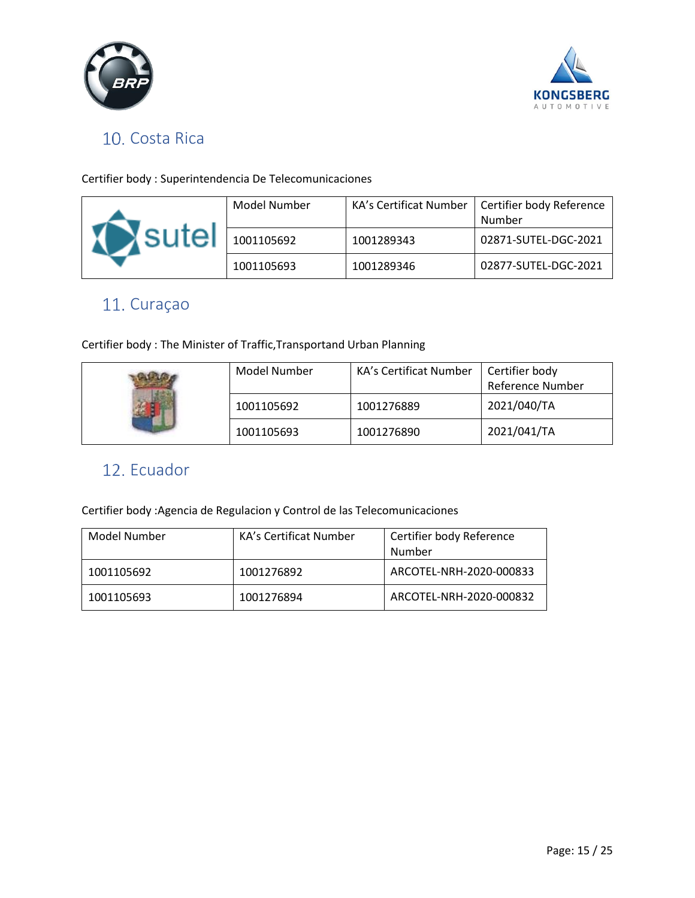## 10. Costa Rica

Certifier body : Superintendencia De Telecomunicaciones

| | Model Number | KA's Certificat Number | Certifier body Reference Number |
|---|---|---|---|
| sutel | 1001105692 | 1001289343 | 02871-SUTEL-DGC-2021 |
| | 1001105693 | 1001289346 | 02877-SUTEL-DGC-2021 |

## 11. Curaçao

Certifier body : The Minister of Traffic,Transportand Urban Planning

| | Model Number | KA's Certificat Number | Certifier body Reference Number |
|---|---|---|---|
| | 1001105692 | 1001276889 | 2021/040/TA |
| | 1001105693 | 1001276890 | 2021/041/TA |

## 12. Ecuador

Certifier body :Agencia de Regulacion y Control de las Telecomunicaciones

| Model Number | KA's Certificat Number | Certifier body Reference Number |
|---|---|---|
| 1001105692 | 1001276892 | ARCOTEL-NRH-2020-000833 |
| 1001105693 | 1001276894 | ARCOTEL-NRH-2020-000832 |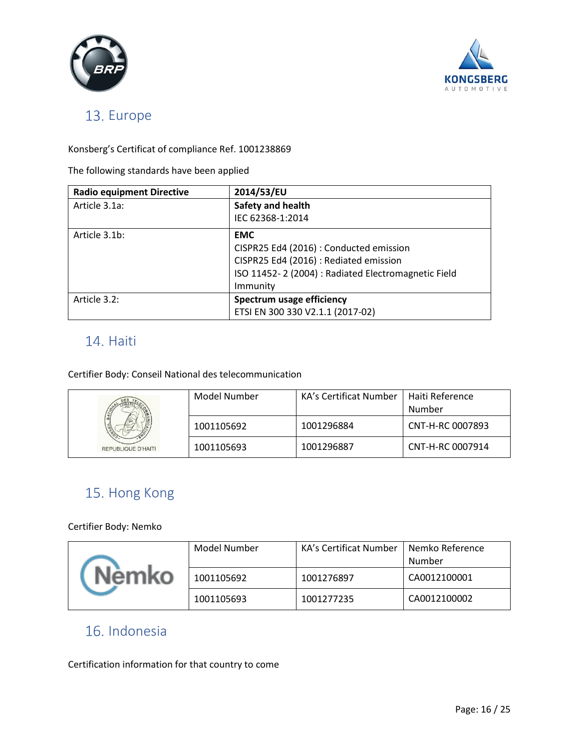## 13. Europe

Konsberg's Certificat of compliance Ref. 1001238869

The following standards have been applied

| **Radio equipment Directive** | **2014/53/EU** |
|---|---|
| Article 3.1a: | **Safety and health**<br>IEC 62368-1:2014 |
| Article 3.1b: | **EMC**<br>CISPR25 Ed4 (2016) : Conducted emission<br>CISPR25 Ed4 (2016) : Rediated emission<br>ISO 11452- 2 (2004) : Radiated Electromagnetic Field Immunity |
| Article 3.2: | **Spectrum usage efficiency**<br>ETSI EN 300 330 V2.1.1 (2017-02) |

## 14. Haiti

Certifier Body: Conseil National des telecommunication

| | Model Number | KA's Certificat Number | Haiti Reference Number |
|---|---|---|---|
| REPUBLIQUE D'HAITI | 1001105692 | 1001296884 | CNT-H-RC 0007893 |
| | 1001105693 | 1001296887 | CNT-H-RC 0007914 |

## 15. Hong Kong

Certifier Body: Nemko

| | Model Number | KA's Certificat Number | Nemko Reference Number |
|---|---|---|---|
| Nemko | 1001105692 | 1001276897 | CA0012100001 |
| | 1001105693 | 1001277235 | CA0012100002 |

## 16. Indonesia

Certification information for that country to come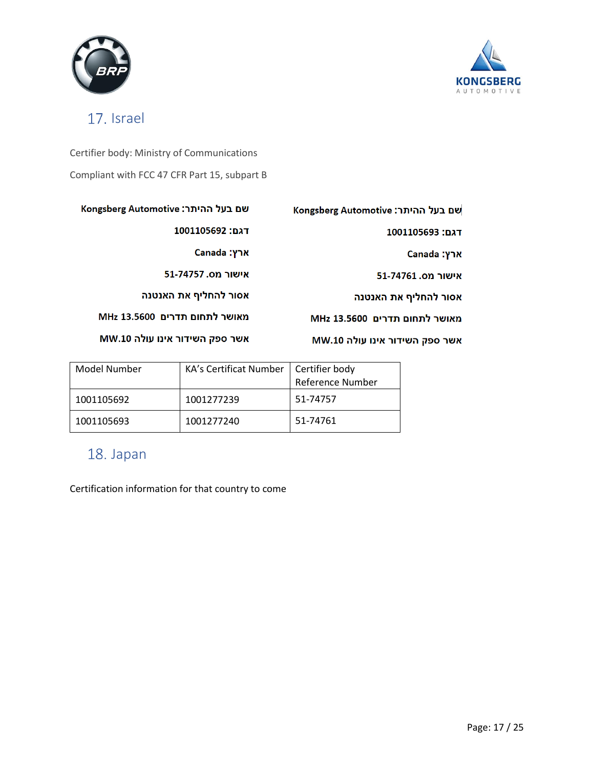## 17. Israel

Certifier body: Ministry of Communications

Compliant with FCC 47 CFR Part 15, subpart B

שם בעל ההיתר: Kongsberg Automotive

דגם: 1001105693

ארץ: Canada

אישור מס. 51-74761

אסור להחליף את האנטנה

מאושר לתחום תדרים 13.5600 MHz

אשר ספק השידור אינו עולה 10.MW

שם בעל ההיתר: Kongsberg Automotive

דגם: 1001105692

ארץ: Canada

אישור מס. 51-74757

אסור להחליף את האנטנה

מאושר לתחום תדרים 13.5600 MHz

אשר ספק השידור אינו עולה 10.MW

| Model Number | KA's Certificat Number | Certifier body Reference Number |
|---|---|---|
| 1001105692 | 1001277239 | 51-74757 |
| 1001105693 | 1001277240 | 51-74761 |

## 18. Japan

Certification information for that country to come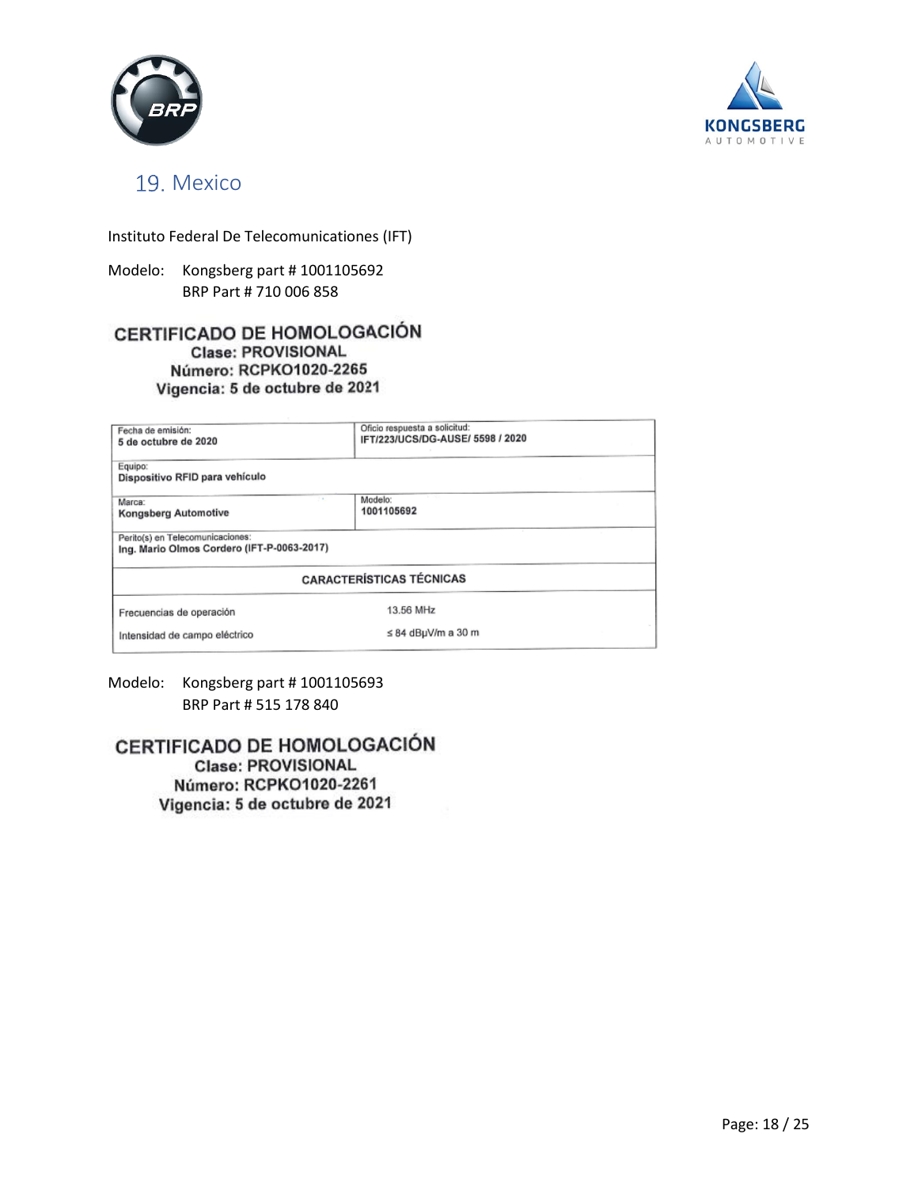## 19. Mexico

Instituto Federal De Telecomunicationes (IFT)

Modelo: Kongsberg part # 1001105692
BRP Part # 710 006 858

**CERTIFICADO DE HOMOLOGACIÓN**
**Clase: PROVISIONAL**
**Número: RCPKO1020-2265**
**Vigencia: 5 de octubre de 2021**

| | |
|---|---|
| Fecha de emisión: **5 de octubre de 2020** | Oficio respuesta a solicitud: **IFT/223/UCS/DG-AUSE/ 5598 / 2020** |
| Equipo: **Dispositivo RFID para vehículo** | |
| Marca: **Kongsberg Automotive** | Modelo: **1001105692** |
| Perito(s) en Telecomunicaciones: **Ing. Mario Olmos Cordero (IFT-P-0063-2017)** | |
| **CARACTERÍSTICAS TÉCNICAS** | |
| Frecuencias de operación | 13.56 MHz |
| Intensidad de campo eléctrico | ≤ 84 dBμV/m a 30 m |

Modelo: Kongsberg part # 1001105693
BRP Part # 515 178 840

**CERTIFICADO DE HOMOLOGACIÓN**
**Clase: PROVISIONAL**
**Número: RCPKO1020-2261**
**Vigencia: 5 de octubre de 2021**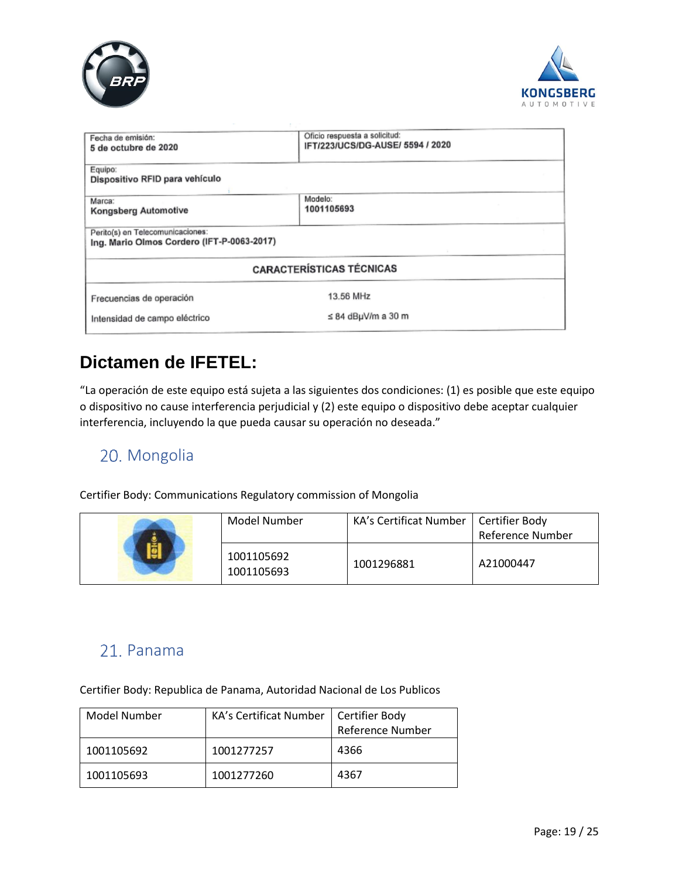| Fecha de emisión: **5 de octubre de 2020** | Oficio respuesta a solicitud: **IFT/223/UCS/DG-AUSE/ 5594 / 2020** |
|---|---|
| Equipo: **Dispositivo RFID para vehículo** | |
| Marca: **Kongsberg Automotive** | Modelo: **1001105693** |
| Perito(s) en Telecomunicaciones: **Ing. Mario Olmos Cordero (IFT-P-0063-2017)** | |
| **CARACTERÍSTICAS TÉCNICAS** | |
| Frecuencias de operación | 13.56 MHz |
| Intensidad de campo eléctrico | ≤ 84 dBµV/m a 30 m |

## Dictamen de IFETEL:

"La operación de este equipo está sujeta a las siguientes dos condiciones: (1) es posible que este equipo o dispositivo no cause interferencia perjudicial y (2) este equipo o dispositivo debe aceptar cualquier interferencia, incluyendo la que pueda causar su operación no deseada."

## 20. Mongolia

Certifier Body: Communications Regulatory commission of Mongolia

| | Model Number | KA's Certificat Number | Certifier Body Reference Number |
|---|---|---|---|
| | 1001105692<br>1001105693 | 1001296881 | A21000447 |

## 21. Panama

Certifier Body: Republica de Panama, Autoridad Nacional de Los Publicos

| Model Number | KA's Certificat Number | Certifier Body Reference Number |
|---|---|---|
| 1001105692 | 1001277257 | 4366 |
| 1001105693 | 1001277260 | 4367 |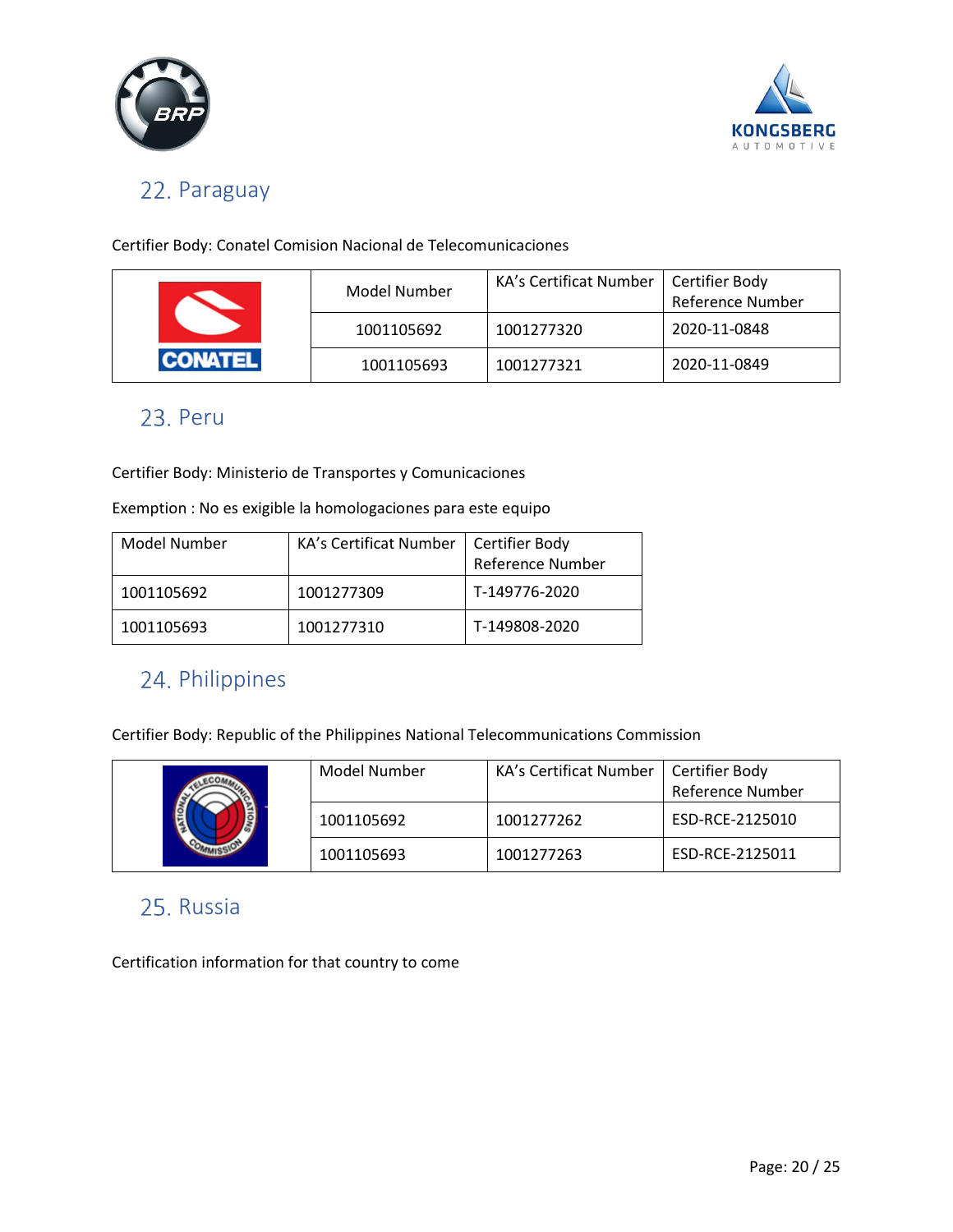## 22. Paraguay

Certifier Body: Conatel Comision Nacional de Telecomunicaciones

| | Model Number | KA's Certificat Number | Certifier Body Reference Number |
|---|---|---|---|
| | 1001105692 | 1001277320 | 2020-11-0848 |
| | 1001105693 | 1001277321 | 2020-11-0849 |

## 23. Peru

Certifier Body: Ministerio de Transportes y Comunicaciones

Exemption : No es exigible la homologaciones para este equipo

| Model Number | KA's Certificat Number | Certifier Body Reference Number |
|---|---|---|
| 1001105692 | 1001277309 | T-149776-2020 |
| 1001105693 | 1001277310 | T-149808-2020 |

## 24. Philippines

Certifier Body: Republic of the Philippines National Telecommunications Commission

| | Model Number | KA's Certificat Number | Certifier Body Reference Number |
|---|---|---|---|
| | 1001105692 | 1001277262 | ESD-RCE-2125010 |
| | 1001105693 | 1001277263 | ESD-RCE-2125011 |

## 25. Russia

Certification information for that country to come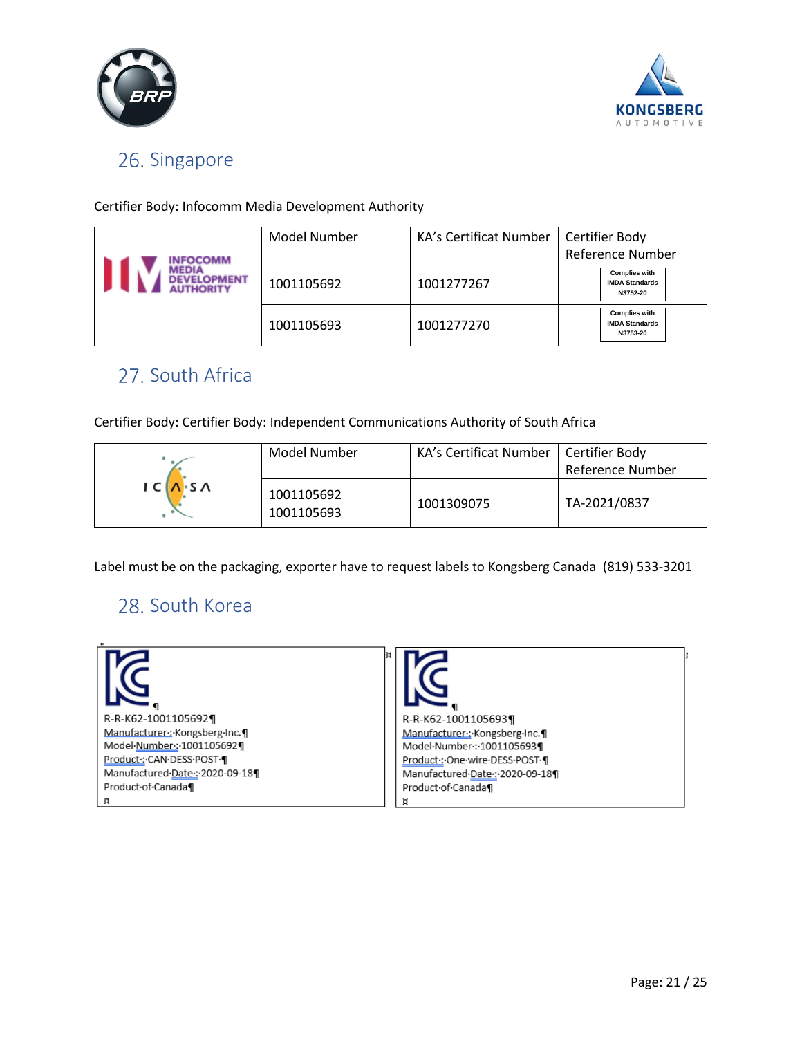## 26. Singapore

Certifier Body: Infocomm Media Development Authority

| | Model Number | KA's Certificat Number | Certifier Body Reference Number |
|---|---|---|---|
| INFOCOMM MEDIA DEVELOPMENT AUTHORITY | 1001105692 | 1001277267 | Complies with IMDA Standards N3752-20 |
| | 1001105693 | 1001277270 | Complies with IMDA Standards N3753-20 |

## 27. South Africa

Certifier Body: Certifier Body: Independent Communications Authority of South Africa

| | Model Number | KA's Certificat Number | Certifier Body Reference Number |
|---|---|---|---|
| ICASA | 1001105692<br>1001105693 | 1001309075 | TA-2021/0837 |

Label must be on the packaging, exporter have to request labels to Kongsberg Canada (819) 533-3201

## 28. South Korea

| | |
|---|---|
| R-R-K62-1001105692<br>Manufacturer: Kongsberg Inc.<br>Model Number: 1001105692<br>Product: CAN DESS POST<br>Manufactured Date: 2020-09-18<br>Product of Canada | R-R-K62-1001105693<br>Manufacturer: Kongsberg Inc.<br>Model Number: 1001105693<br>Product: One wire DESS POST<br>Manufactured Date: 2020-09-18<br>Product of Canada |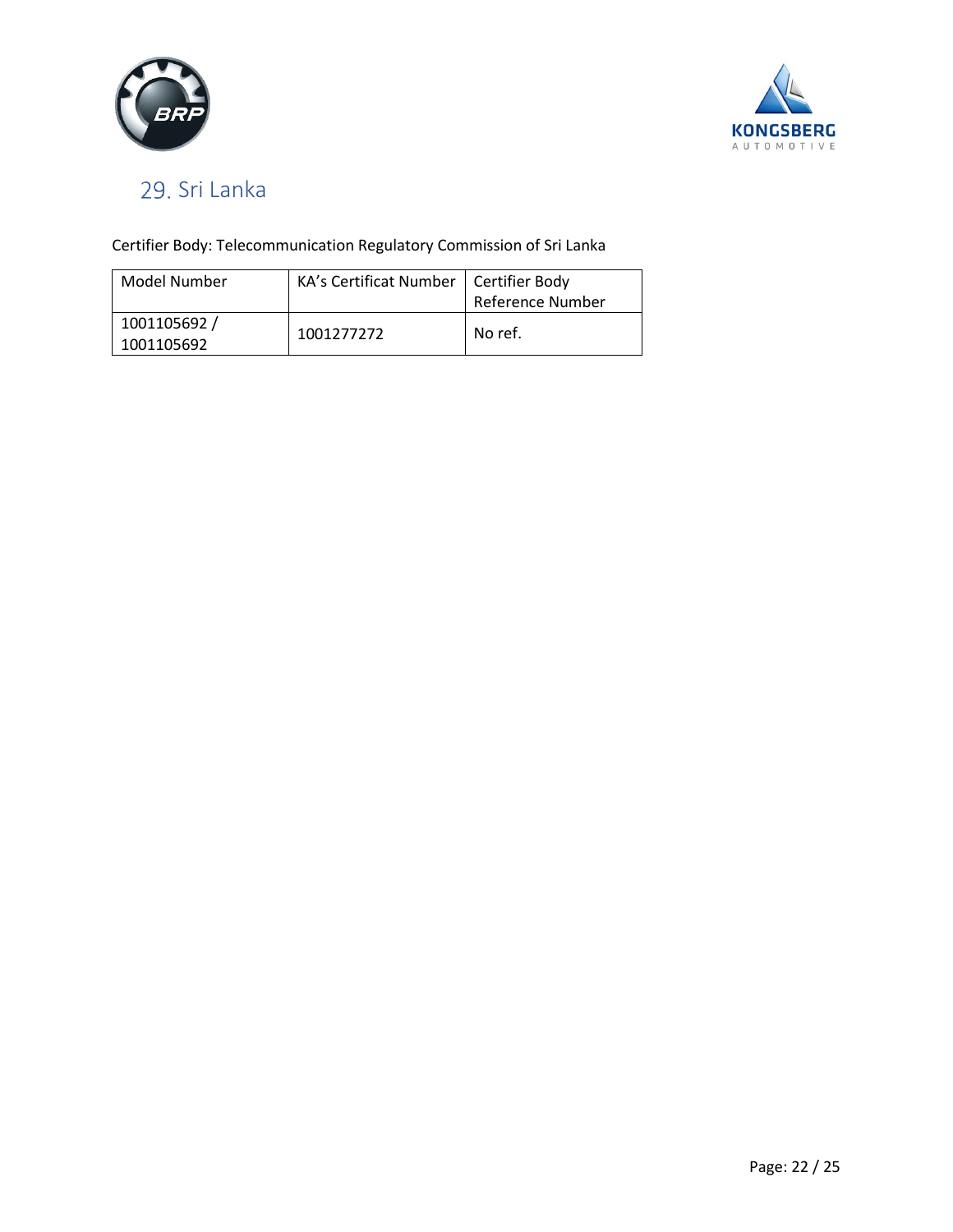## 29. Sri Lanka

Certifier Body: Telecommunication Regulatory Commission of Sri Lanka

| Model Number | KA’s Certificat Number | Certifier Body Reference Number |
|---|---|---|
| 1001105692 / 1001105692 | 1001277272 | No ref. |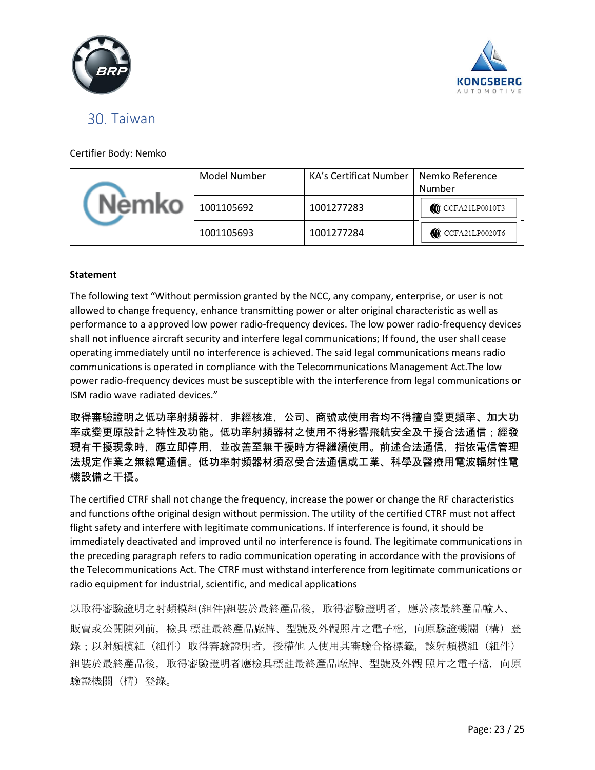## 30. Taiwan

Certifier Body: Nemko

| | Model Number | KA's Certificat Number | Nemko Reference Number |
|---|---|---|---|
| Nemko | 1001105692 | 1001277283 | CCFA21LP0010T3 |
| | 1001105693 | 1001277284 | CCFA21LP0020T6 |

**Statement**

The following text "Without permission granted by the NCC, any company, enterprise, or user is not allowed to change frequency, enhance transmitting power or alter original characteristic as well as performance to a approved low power radio-frequency devices. The low power radio-frequency devices shall not influence aircraft security and interfere legal communications; If found, the user shall cease operating immediately until no interference is achieved. The said legal communications means radio communications is operated in compliance with the Telecommunications Management Act.The low power radio-frequency devices must be susceptible with the interference from legal communications or ISM radio wave radiated devices."

**取得審驗證明之低功率射頻器材，非經核准，公司、商號或使用者均不得擅自變更頻率、加大功率或變更原設計之特性及功能。低功率射頻器材之使用不得影響飛航安全及干擾合法通信；經發現有干擾現象時，應立即停用，並改善至無干擾時方得繼續使用。前述合法通信，指依電信管理法規定作業之無線電通信。低功率射頻器材須忍受合法通信或工業、科學及醫療用電波輻射性電機設備之干擾。**

The certified CTRF shall not change the frequency, increase the power or change the RF characteristics and functions ofthe original design without permission. The utility of the certified CTRF must not affect flight safety and interfere with legitimate communications. If interference is found, it should be immediately deactivated and improved until no interference is found. The legitimate communications in the preceding paragraph refers to radio communication operating in accordance with the provisions of the Telecommunications Act. The CTRF must withstand interference from legitimate communications or radio equipment for industrial, scientific, and medical applications

以取得審驗證明之射頻模組(組件)組裝於最終產品後，取得審驗證明者，應於該最終產品輸入、販賣或公開陳列前，檢具 標註最終產品廠牌、型號及外觀照片之電子檔，向原驗證機關（構）登錄；以射頻模組（組件）取得審驗證明者，授權他 人使用其審驗合格標籤，該射頻模組（組件）組裝於最終產品後，取得審驗證明者應檢具標註最終產品廠牌、型號及外觀 照片之電子檔，向原驗證機關（構）登錄。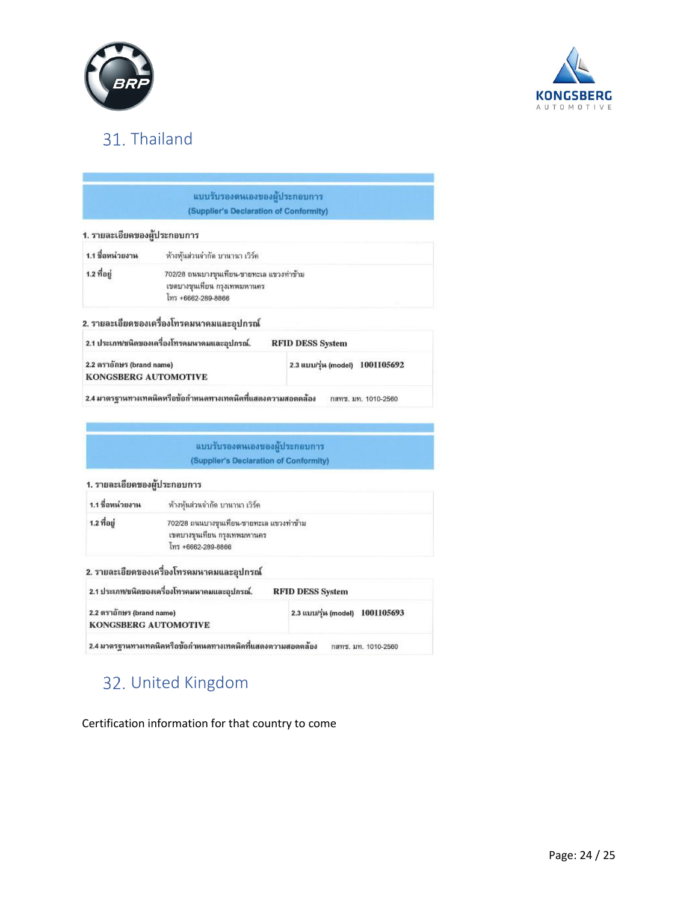## 31. Thailand

**แบบรับรองตนเองของผู้ประกอบการ**
**(Supplier's Declaration of Conformity)**

**1. รายละเอียดของผู้ประกอบการ**

| | |
|---|---|
| **1.1 ชื่อหน่วยงาน** | ห้างหุ้นส่วนจำกัด บานานา เวิร์ค |
| **1.2 ที่อยู่** | 702/28 ถนนบางขุนเทียน-ชายทะเล แขวงท่าข้าม เขตบางขุนเทียน กรุงเทพมหานคร โทร +6662-289-8866 |

**2. รายละเอียดของเครื่องโทรคมนาคมและอุปกรณ์**

| | |
|---|---|
| **2.1 ประเภท/ชนิดของเครื่องโทรคมนาคมและอุปกรณ์** | **RFID DESS System** |
| **2.2 ตราอักษร (brand name)** **KONGSBERG AUTOMOTIVE** | **2.3 แบบ/รุ่น (model)** **1001105692** |
| **2.4 มาตรฐานทางเทคนิคหรือข้อกำหนดทางเทคนิคที่แสดงความสอดคล้อง** | กสทช. มท. 1010-2560 |

**แบบรับรองตนเองของผู้ประกอบการ**
**(Supplier's Declaration of Conformity)**

**1. รายละเอียดของผู้ประกอบการ**

| | |
|---|---|
| **1.1 ชื่อหน่วยงาน** | ห้างหุ้นส่วนจำกัด บานานา เวิร์ค |
| **1.2 ที่อยู่** | 702/28 ถนนบางขุนเทียน-ชายทะเล แขวงท่าข้าม เขตบางขุนเทียน กรุงเทพมหานคร โทร +6662-289-8866 |

**2. รายละเอียดของเครื่องโทรคมนาคมและอุปกรณ์**

| | |
|---|---|
| **2.1 ประเภท/ชนิดของเครื่องโทรคมนาคมและอุปกรณ์** | **RFID DESS System** |
| **2.2 ตราอักษร (brand name)** **KONGSBERG AUTOMOTIVE** | **2.3 แบบ/รุ่น (model)** **1001105693** |
| **2.4 มาตรฐานทางเทคนิคหรือข้อกำหนดทางเทคนิคที่แสดงความสอดคล้อง** | กสทช. มท. 1010-2560 |

## 32. United Kingdom

Certification information for that country to come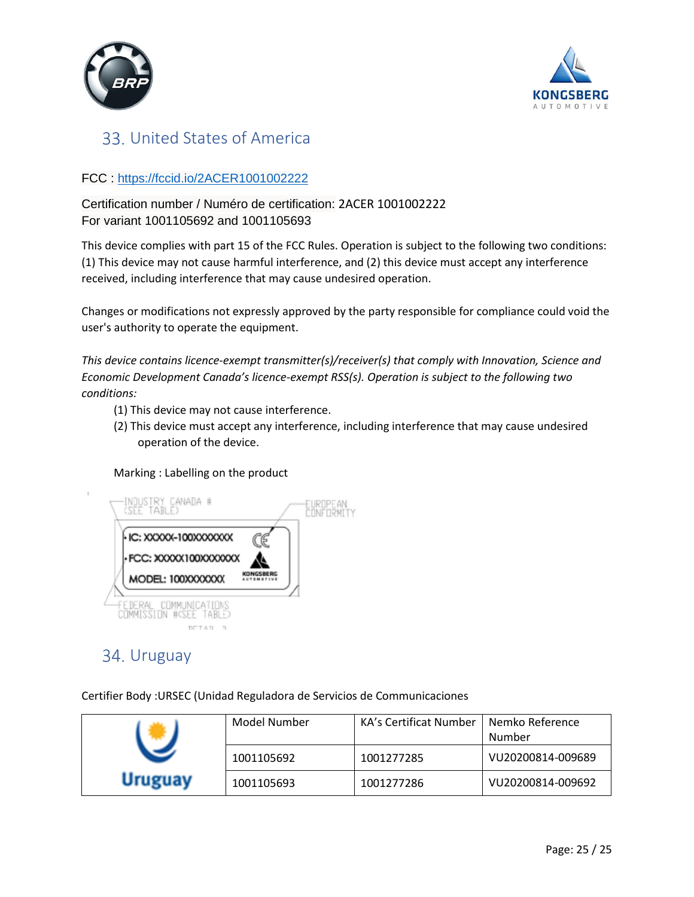## 33. United States of America

FCC : https://fccid.io/2ACER1001002222

Certification number / Numéro de certification: 2ACER 1001002222
For variant 1001105692 and 1001105693

This device complies with part 15 of the FCC Rules. Operation is subject to the following two conditions: (1) This device may not cause harmful interference, and (2) this device must accept any interference received, including interference that may cause undesired operation.

Changes or modifications not expressly approved by the party responsible for compliance could void the user's authority to operate the equipment.

*This device contains licence-exempt transmitter(s)/receiver(s) that comply with Innovation, Science and Economic Development Canada's licence-exempt RSS(s). Operation is subject to the following two conditions:*

(1) This device may not cause interference.
(2) This device must accept any interference, including interference that may cause undesired operation of the device.

Marking : Labelling on the product

INDUSTRY CANADA # (SEE TABLE)
EUROPEAN CONFORMITY
IC: XXXXX-100XXXXXXX
FCC: XXXXX100XXXXXXX
MODEL: 100XXXXXXX
KONGSBERG AUTOMOTIVE
FEDERAL COMMUNICATIONS COMMISSION #(SEE TABLE)
DETAIL

## 34. Uruguay

Certifier Body :URSEC (Unidad Reguladora de Servicios de Communicaciones

| | Model Number | KA's Certificat Number | Nemko Reference Number |
|---|---|---|---|
| Uruguay | 1001105692 | 1001277285 | VU20200814-009689 |
| | 1001105693 | 1001277286 | VU20200814-009692 |